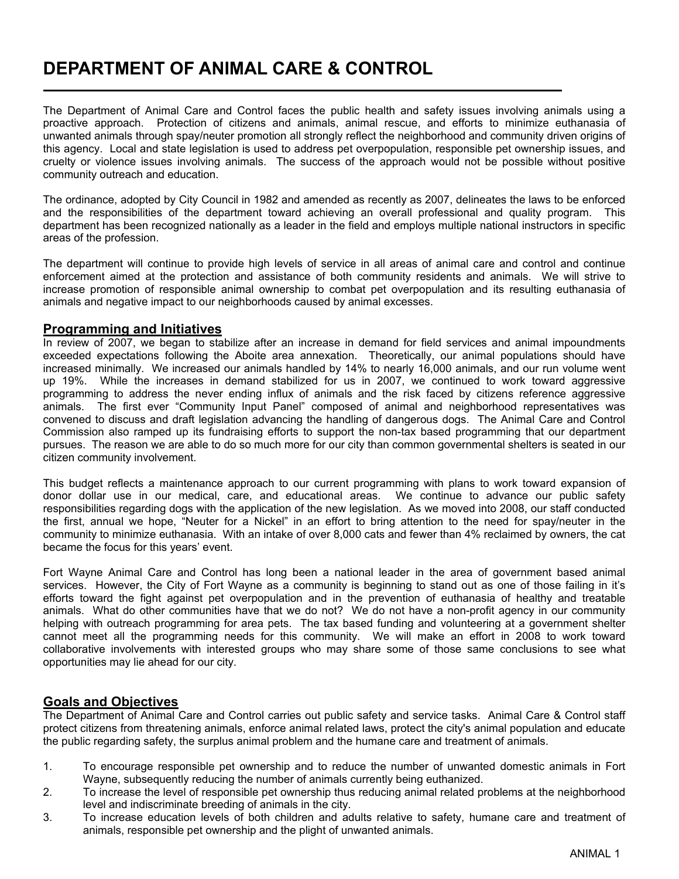# DEPARTMENT OF ANIMAL CARE & CONTROL

The Department of Animal Care and Control faces the public health and safety issues involving animals using a proactive approach. Protection of citizens and animals, animal rescue, and efforts to minimize euthanasia of unwanted animals through spay/neuter promotion all strongly reflect the neighborhood and community driven origins of this agency. Local and state legislation is used to address pet overpopulation, responsible pet ownership issues, and cruelty or violence issues involving animals. The success of the approach would not be possible without positive community outreach and education.

The ordinance, adopted by City Council in 1982 and amended as recently as 2007, delineates the laws to be enforced and the responsibilities of the department toward achieving an overall professional and quality program. This department has been recognized nationally as a leader in the field and employs multiple national instructors in specific areas of the profession.

The department will continue to provide high levels of service in all areas of animal care and control and continue enforcement aimed at the protection and assistance of both community residents and animals. We will strive to increase promotion of responsible animal ownership to combat pet overpopulation and its resulting euthanasia of animals and negative impact to our neighborhoods caused by animal excesses.

## Programming and Initiatives

In review of 2007, we began to stabilize after an increase in demand for field services and animal impoundments exceeded expectations following the Aboite area annexation. Theoretically, our animal populations should have increased minimally. We increased our animals handled by 14% to nearly 16,000 animals, and our run volume went up 19%. While the increases in demand stabilized for us in 2007, we continued to work toward aggressive programming to address the never ending influx of animals and the risk faced by citizens reference aggressive animals. The first ever "Community Input Panel" composed of animal and neighborhood representatives was convened to discuss and draft legislation advancing the handling of dangerous dogs. The Animal Care and Control Commission also ramped up its fundraising efforts to support the non-tax based programming that our department pursues. The reason we are able to do so much more for our city than common governmental shelters is seated in our citizen community involvement.

This budget reflects a maintenance approach to our current programming with plans to work toward expansion of donor dollar use in our medical, care, and educational areas. We continue to advance our public safety responsibilities regarding dogs with the application of the new legislation. As we moved into 2008, our staff conducted the first, annual we hope, "Neuter for a Nickel" in an effort to bring attention to the need for spay/neuter in the community to minimize euthanasia. With an intake of over 8,000 cats and fewer than 4% reclaimed by owners, the cat became the focus for this years' event.

Fort Wayne Animal Care and Control has long been a national leader in the area of government based animal services. However, the City of Fort Wayne as a community is beginning to stand out as one of those failing in it's efforts toward the fight against pet overpopulation and in the prevention of euthanasia of healthy and treatable animals. What do other communities have that we do not? We do not have a non-profit agency in our community helping with outreach programming for area pets. The tax based funding and volunteering at a government shelter cannot meet all the programming needs for this community. We will make an effort in 2008 to work toward collaborative involvements with interested groups who may share some of those same conclusions to see what opportunities may lie ahead for our city.

## Goals and Objectives

The Department of Animal Care and Control carries out public safety and service tasks. Animal Care & Control staff protect citizens from threatening animals, enforce animal related laws, protect the city's animal population and educate the public regarding safety, the surplus animal problem and the humane care and treatment of animals.

1. To encourage responsible pet ownership and to reduce the number of unwanted domestic animals in Fort Wayne, subsequently reducing the number of animals currently being euthanized.
2. To increase the level of responsible pet ownership thus reducing animal related problems at the neighborhood level and indiscriminate breeding of animals in the city.
3. To increase education levels of both children and adults relative to safety, humane care and treatment of animals, responsible pet ownership and the plight of unwanted animals.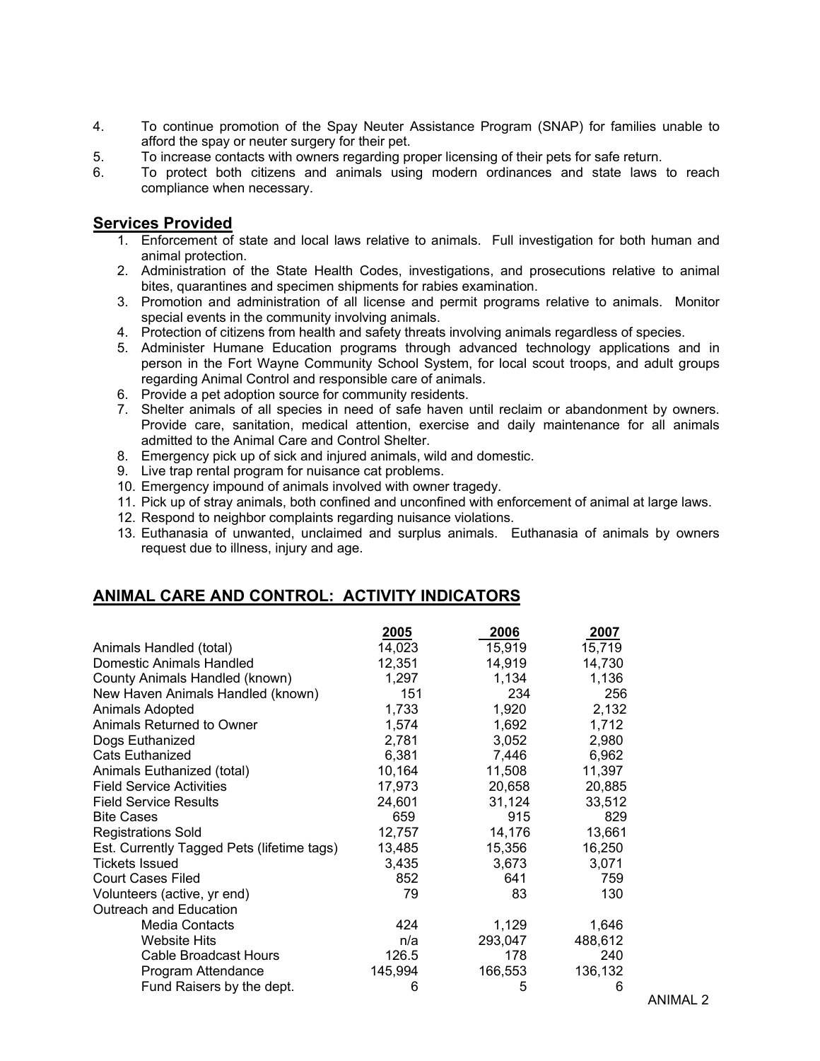4. To continue promotion of the Spay Neuter Assistance Program (SNAP) for families unable to afford the spay or neuter surgery for their pet.
5. To increase contacts with owners regarding proper licensing of their pets for safe return.
6. To protect both citizens and animals using modern ordinances and state laws to reach compliance when necessary.

## Services Provided

1. Enforcement of state and local laws relative to animals. Full investigation for both human and animal protection.
2. Administration of the State Health Codes, investigations, and prosecutions relative to animal bites, quarantines and specimen shipments for rabies examination.
3. Promotion and administration of all license and permit programs relative to animals. Monitor special events in the community involving animals.
4. Protection of citizens from health and safety threats involving animals regardless of species.
5. Administer Humane Education programs through advanced technology applications and in person in the Fort Wayne Community School System, for local scout troops, and adult groups regarding Animal Control and responsible care of animals.
6. Provide a pet adoption source for community residents.
7. Shelter animals of all species in need of safe haven until reclaim or abandonment by owners. Provide care, sanitation, medical attention, exercise and daily maintenance for all animals admitted to the Animal Care and Control Shelter.
8. Emergency pick up of sick and injured animals, wild and domestic.
9. Live trap rental program for nuisance cat problems.
10. Emergency impound of animals involved with owner tragedy.
11. Pick up of stray animals, both confined and unconfined with enforcement of animal at large laws.
12. Respond to neighbor complaints regarding nuisance violations.
13. Euthanasia of unwanted, unclaimed and surplus animals. Euthanasia of animals by owners request due to illness, injury and age.

## ANIMAL CARE AND CONTROL: ACTIVITY INDICATORS

| | 2005 | 2006 | 2007 |
|---|---|---|---|
| Animals Handled (total) | 14,023 | 15,919 | 15,719 |
| Domestic Animals Handled | 12,351 | 14,919 | 14,730 |
| County Animals Handled (known) | 1,297 | 1,134 | 1,136 |
| New Haven Animals Handled (known) | 151 | 234 | 256 |
| Animals Adopted | 1,733 | 1,920 | 2,132 |
| Animals Returned to Owner | 1,574 | 1,692 | 1,712 |
| Dogs Euthanized | 2,781 | 3,052 | 2,980 |
| Cats Euthanized | 6,381 | 7,446 | 6,962 |
| Animals Euthanized (total) | 10,164 | 11,508 | 11,397 |
| Field Service Activities | 17,973 | 20,658 | 20,885 |
| Field Service Results | 24,601 | 31,124 | 33,512 |
| Bite Cases | 659 | 915 | 829 |
| Registrations Sold | 12,757 | 14,176 | 13,661 |
| Est. Currently Tagged Pets (lifetime tags) | 13,485 | 15,356 | 16,250 |
| Tickets Issued | 3,435 | 3,673 | 3,071 |
| Court Cases Filed | 852 | 641 | 759 |
| Volunteers (active, yr end) | 79 | 83 | 130 |
| Outreach and Education | | | |
| Media Contacts | 424 | 1,129 | 1,646 |
| Website Hits | n/a | 293,047 | 488,612 |
| Cable Broadcast Hours | 126.5 | 178 | 240 |
| Program Attendance | 145,994 | 166,553 | 136,132 |
| Fund Raisers by the dept. | 6 | 5 | 6 |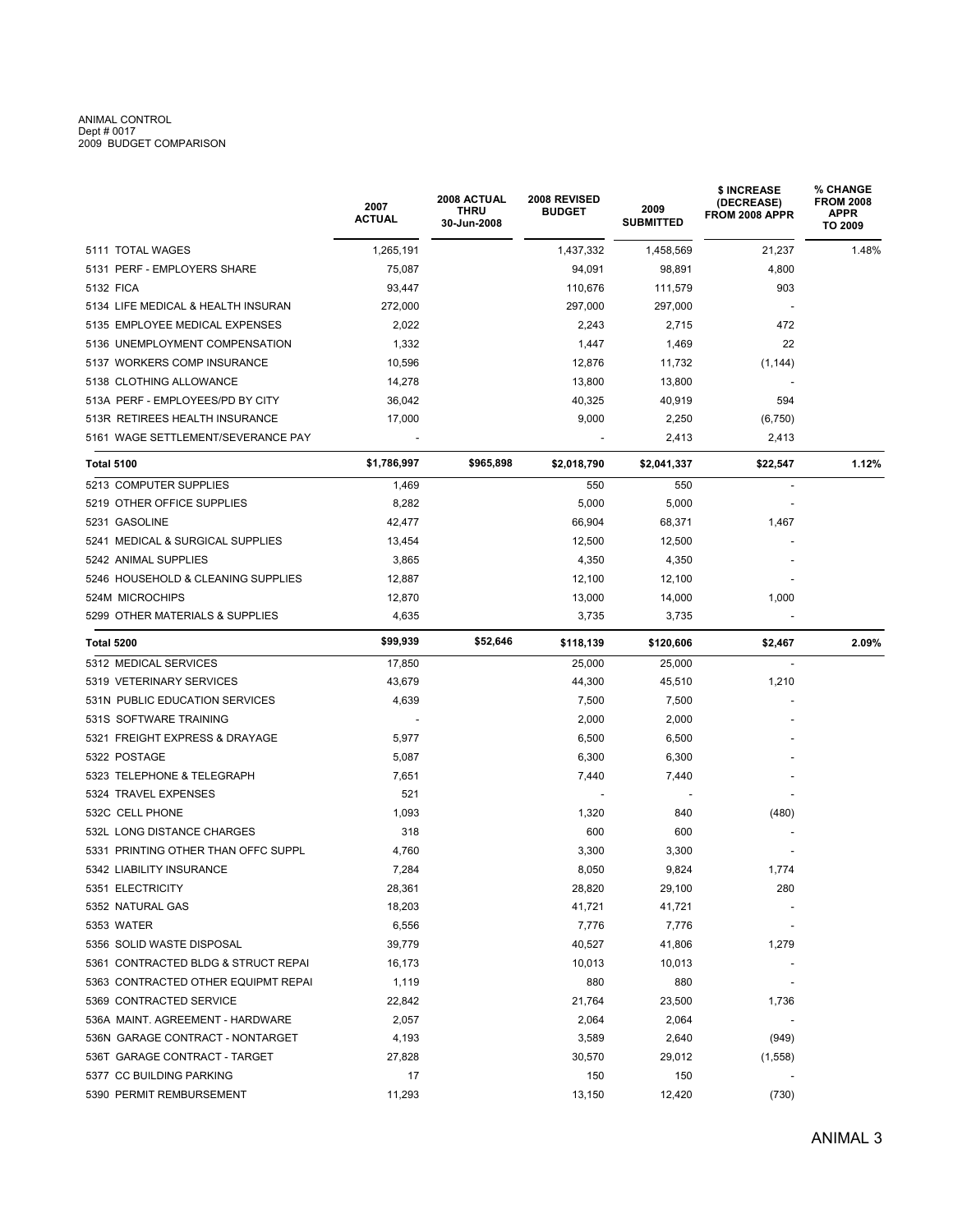ANIMAL CONTROL
Dept # 0017
2009 BUDGET COMPARISON

| | 2007 ACTUAL | 2008 ACTUAL THRU 30-Jun-2008 | 2008 REVISED BUDGET | 2009 SUBMITTED | $ INCREASE (DECREASE) FROM 2008 APPR | % CHANGE FROM 2008 APPR TO 2009 |
|---|---|---|---|---|---|---|
| 5111 TOTAL WAGES | 1,265,191 | | 1,437,332 | 1,458,569 | 21,237 | 1.48% |
| 5131 PERF - EMPLOYERS SHARE | 75,087 | | 94,091 | 98,891 | 4,800 | |
| 5132 FICA | 93,447 | | 110,676 | 111,579 | 903 | |
| 5134 LIFE MEDICAL & HEALTH INSURAN | 272,000 | | 297,000 | 297,000 | - | |
| 5135 EMPLOYEE MEDICAL EXPENSES | 2,022 | | 2,243 | 2,715 | 472 | |
| 5136 UNEMPLOYMENT COMPENSATION | 1,332 | | 1,447 | 1,469 | 22 | |
| 5137 WORKERS COMP INSURANCE | 10,596 | | 12,876 | 11,732 | (1,144) | |
| 5138 CLOTHING ALLOWANCE | 14,278 | | 13,800 | 13,800 | - | |
| 513A PERF - EMPLOYEES/PD BY CITY | 36,042 | | 40,325 | 40,919 | 594 | |
| 513R RETIREES HEALTH INSURANCE | 17,000 | | 9,000 | 2,250 | (6,750) | |
| 5161 WAGE SETTLEMENT/SEVERANCE PAY | - | | - | 2,413 | 2,413 | |
| **Total 5100** | **$1,786,997** | **$965,898** | **$2,018,790** | **$2,041,337** | **$22,547** | **1.12%** |
| 5213 COMPUTER SUPPLIES | 1,469 | | 550 | 550 | - | |
| 5219 OTHER OFFICE SUPPLIES | 8,282 | | 5,000 | 5,000 | - | |
| 5231 GASOLINE | 42,477 | | 66,904 | 68,371 | 1,467 | |
| 5241 MEDICAL & SURGICAL SUPPLIES | 13,454 | | 12,500 | 12,500 | - | |
| 5242 ANIMAL SUPPLIES | 3,865 | | 4,350 | 4,350 | - | |
| 5246 HOUSEHOLD & CLEANING SUPPLIES | 12,887 | | 12,100 | 12,100 | - | |
| 524M MICROCHIPS | 12,870 | | 13,000 | 14,000 | 1,000 | |
| 5299 OTHER MATERIALS & SUPPLIES | 4,635 | | 3,735 | 3,735 | - | |
| **Total 5200** | **$99,939** | **$52,646** | **$118,139** | **$120,606** | **$2,467** | **2.09%** |
| 5312 MEDICAL SERVICES | 17,850 | | 25,000 | 25,000 | - | |
| 5319 VETERINARY SERVICES | 43,679 | | 44,300 | 45,510 | 1,210 | |
| 531N PUBLIC EDUCATION SERVICES | 4,639 | | 7,500 | 7,500 | - | |
| 531S SOFTWARE TRAINING | - | | 2,000 | 2,000 | - | |
| 5321 FREIGHT EXPRESS & DRAYAGE | 5,977 | | 6,500 | 6,500 | - | |
| 5322 POSTAGE | 5,087 | | 6,300 | 6,300 | - | |
| 5323 TELEPHONE & TELEGRAPH | 7,651 | | 7,440 | 7,440 | - | |
| 5324 TRAVEL EXPENSES | 521 | | - | - | - | |
| 532C CELL PHONE | 1,093 | | 1,320 | 840 | (480) | |
| 532L LONG DISTANCE CHARGES | 318 | | 600 | 600 | - | |
| 5331 PRINTING OTHER THAN OFFC SUPPL | 4,760 | | 3,300 | 3,300 | - | |
| 5342 LIABILITY INSURANCE | 7,284 | | 8,050 | 9,824 | 1,774 | |
| 5351 ELECTRICITY | 28,361 | | 28,820 | 29,100 | 280 | |
| 5352 NATURAL GAS | 18,203 | | 41,721 | 41,721 | - | |
| 5353 WATER | 6,556 | | 7,776 | 7,776 | - | |
| 5356 SOLID WASTE DISPOSAL | 39,779 | | 40,527 | 41,806 | 1,279 | |
| 5361 CONTRACTED BLDG & STRUCT REPAI | 16,173 | | 10,013 | 10,013 | - | |
| 5363 CONTRACTED OTHER EQUIPMT REPAI | 1,119 | | 880 | 880 | - | |
| 5369 CONTRACTED SERVICE | 22,842 | | 21,764 | 23,500 | 1,736 | |
| 536A MAINT. AGREEMENT - HARDWARE | 2,057 | | 2,064 | 2,064 | - | |
| 536N GARAGE CONTRACT - NONTARGET | 4,193 | | 3,589 | 2,640 | (949) | |
| 536T GARAGE CONTRACT - TARGET | 27,828 | | 30,570 | 29,012 | (1,558) | |
| 5377 CC BUILDING PARKING | 17 | | 150 | 150 | - | |
| 5390 PERMIT REMBURSEMENT | 11,293 | | 13,150 | 12,420 | (730) | |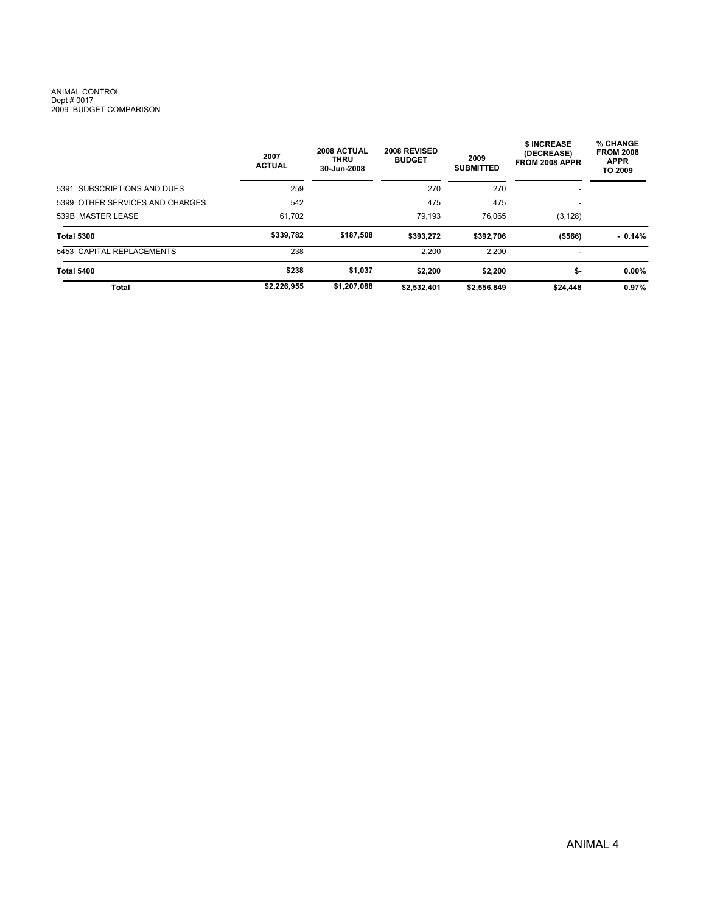ANIMAL CONTROL
Dept # 0017
2009 BUDGET COMPARISON

| | 2007 ACTUAL | 2008 ACTUAL THRU 30-Jun-2008 | 2008 REVISED BUDGET | 2009 SUBMITTED | $ INCREASE (DECREASE) FROM 2008 APPR | % CHANGE FROM 2008 APPR TO 2009 |
|---|---|---|---|---|---|---|
| 5391 SUBSCRIPTIONS AND DUES | 259 | | 270 | 270 | - | |
| 5399 OTHER SERVICES AND CHARGES | 542 | | 475 | 475 | - | |
| 539B MASTER LEASE | 61,702 | | 79,193 | 76,065 | (3,128) | |
| **Total 5300** | **$339,782** | **$187,508** | **$393,272** | **$392,706** | **($566)** | **- 0.14%** |
| 5453 CAPITAL REPLACEMENTS | 238 | | 2,200 | 2,200 | - | |
| **Total 5400** | **$238** | **$1,037** | **$2,200** | **$2,200** | **$-** | **0.00%** |
| **Total** | **$2,226,955** | **$1,207,088** | **$2,532,401** | **$2,556,849** | **$24,448** | **0.97%** |

ANIMAL 4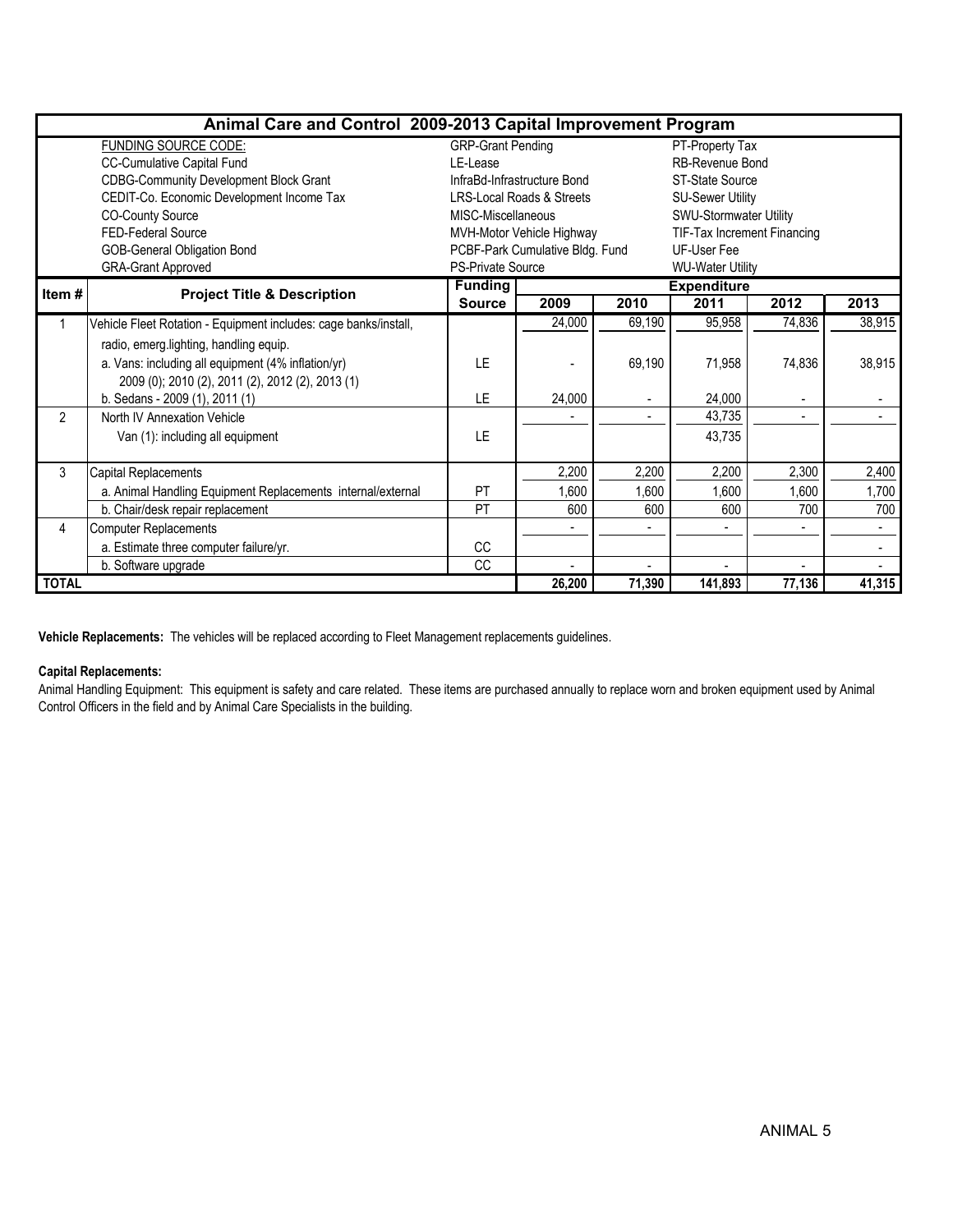# Animal Care and Control 2009-2013 Capital Improvement Program

| FUNDING SOURCE CODE: | | |
|---|---|---|
| CC-Cumulative Capital Fund | GRP-Grant Pending | PT-Property Tax |
| CDBG-Community Development Block Grant | LE-Lease | RB-Revenue Bond |
| CEDIT-Co. Economic Development Income Tax | InfraBd-Infrastructure Bond | ST-State Source |
| CO-County Source | LRS-Local Roads & Streets | SU-Sewer Utility |
| FED-Federal Source | MISC-Miscellaneous | SWU-Stormwater Utility |
| GOB-General Obligation Bond | MVH-Motor Vehicle Highway | TIF-Tax Increment Financing |
| GRA-Grant Approved | PCBF-Park Cumulative Bldg. Fund | UF-User Fee |
| | PS-Private Source | WU-Water Utility |

| Item # | Project Title & Description | Funding Source | Expenditure 2009 | 2010 | 2011 | 2012 | 2013 |
|---|---|---|---|---|---|---|---|
| 1 | Vehicle Fleet Rotation - Equipment includes: cage banks/install, radio, emerg.lighting, handling equip. | | 24,000 | 69,190 | 95,958 | 74,836 | 38,915 |
| | a. Vans: including all equipment (4% inflation/yr) 2009 (0); 2010 (2), 2011 (2), 2012 (2), 2013 (1) | LE | - | 69,190 | 71,958 | 74,836 | 38,915 |
| | b. Sedans - 2009 (1), 2011 (1) | LE | 24,000 | - | 24,000 | - | - |
| 2 | North IV Annexation Vehicle | | - | - | 43,735 | - | - |
| | Van (1): including all equipment | LE | | | 43,735 | | |
| 3 | Capital Replacements | | 2,200 | 2,200 | 2,200 | 2,300 | 2,400 |
| | a. Animal Handling Equipment Replacements internal/external | PT | 1,600 | 1,600 | 1,600 | 1,600 | 1,700 |
| | b. Chair/desk repair replacement | PT | 600 | 600 | 600 | 700 | 700 |
| 4 | Computer Replacements | | - | - | - | - | - |
| | a. Estimate three computer failure/yr. | CC | | | | | - |
| | b. Software upgrade | CC | - | - | - | - | - |
| **TOTAL** | | | **26,200** | **71,390** | **141,893** | **77,136** | **41,315** |

**Vehicle Replacements:** The vehicles will be replaced according to Fleet Management replacements guidelines.

**Capital Replacements:**

Animal Handling Equipment: This equipment is safety and care related. These items are purchased annually to replace worn and broken equipment used by Animal Control Officers in the field and by Animal Care Specialists in the building.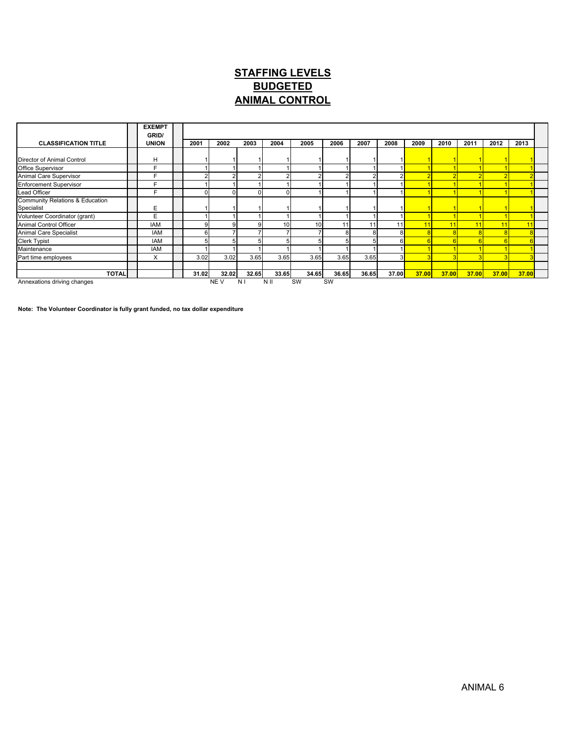# STAFFING LEVELS
# BUDGETED
# ANIMAL CONTROL

| CLASSIFICATION TITLE | EXEMPT GRID/ UNION | 2001 | 2002 | 2003 | 2004 | 2005 | 2006 | 2007 | 2008 | 2009 | 2010 | 2011 | 2012 | 2013 |
|---|---|---|---|---|---|---|---|---|---|---|---|---|---|---|
| Director of Animal Control | H | 1 | 1 | 1 | 1 | 1 | 1 | 1 | 1 | 1 | 1 | 1 | 1 | 1 |
| Office Supervisor | F | 1 | 1 | 1 | 1 | 1 | 1 | 1 | 1 | 1 | 1 | 1 | 1 | 1 |
| Animal Care Supervisor | F | 2 | 2 | 2 | 2 | 2 | 2 | 2 | 2 | 2 | 2 | 2 | 2 | 2 |
| Enforcement Supervisor | F | 1 | 1 | 1 | 1 | 1 | 1 | 1 | 1 | 1 | 1 | 1 | 1 | 1 |
| Lead Officer | F | 0 | 0 | 0 | 0 | 1 | 1 | 1 | 1 | 1 | 1 | 1 | 1 | 1 |
| Community Relations & Education Specialist | E | 1 | 1 | 1 | 1 | 1 | 1 | 1 | 1 | 1 | 1 | 1 | 1 | 1 |
| Volunteer Coordinator (grant) | E | 1 | 1 | 1 | 1 | 1 | 1 | 1 | 1 | 1 | 1 | 1 | 1 | 1 |
| Animal Control Officer | IAM | 9 | 9 | 9 | 10 | 10 | 11 | 11 | 11 | 11 | 11 | 11 | 11 | 11 |
| Animal Care Specialist | IAM | 6 | 7 | 7 | 7 | 7 | 8 | 8 | 8 | 8 | 8 | 8 | 8 | 8 |
| Clerk Typist | IAM | 5 | 5 | 5 | 5 | 5 | 5 | 5 | 6 | 6 | 6 | 6 | 6 | 6 |
| Maintenance | IAM | 1 | 1 | 1 | 1 | 1 | 1 | 1 | 1 | 1 | 1 | 1 | 1 | 1 |
| Part time employees | X | 3.02 | 3.02 | 3.65 | 3.65 | 3.65 | 3.65 | 3.65 | 3 | 3 | 3 | 3 | 3 | 3 |
| **TOTAL** | | **31.02** | **32.02** | **32.65** | **33.65** | **34.65** | **36.65** | **36.65** | **37.00** | **37.00** | **37.00** | **37.00** | **37.00** | **37.00** |
| Annexations driving changes | | | NE V | N I | N II | SW | SW | | | | | | | |

**Note: The Volunteer Coordinator is fully grant funded, no tax dollar expenditure**